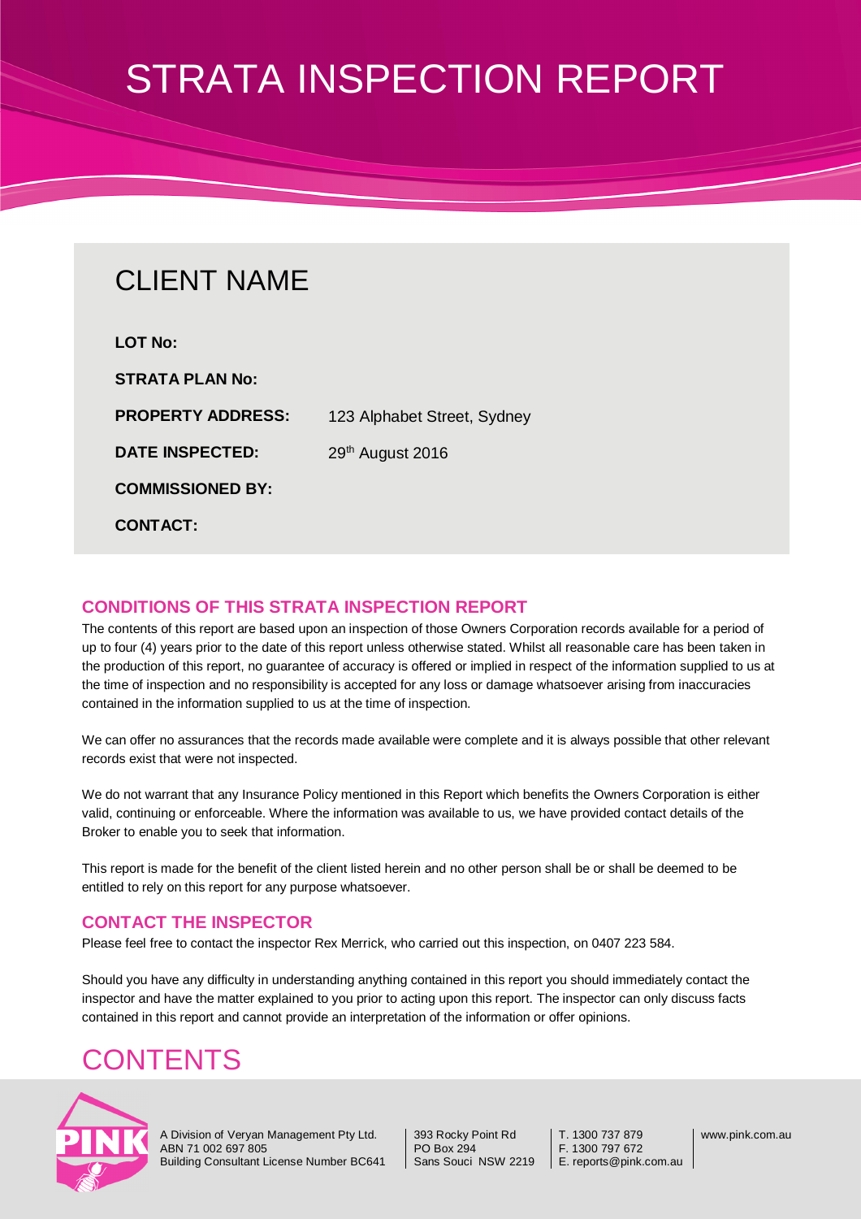# STRATA INSPECTION REPORT

## CLIENT NAME

| | |
|---|---|
| **LOT No:** | |
| **STRATA PLAN No:** | |
| **PROPERTY ADDRESS:** | 123 Alphabet Street, Sydney |
| **DATE INSPECTED:** | 29th August 2016 |
| **COMMISSIONED BY:** | |
| **CONTACT:** | |

## CONDITIONS OF THIS STRATA INSPECTION REPORT

The contents of this report are based upon an inspection of those Owners Corporation records available for a period of up to four (4) years prior to the date of this report unless otherwise stated. Whilst all reasonable care has been taken in the production of this report, no guarantee of accuracy is offered or implied in respect of the information supplied to us at the time of inspection and no responsibility is accepted for any loss or damage whatsoever arising from inaccuracies contained in the information supplied to us at the time of inspection.

We can offer no assurances that the records made available were complete and it is always possible that other relevant records exist that were not inspected.

We do not warrant that any Insurance Policy mentioned in this Report which benefits the Owners Corporation is either valid, continuing or enforceable. Where the information was available to us, we have provided contact details of the Broker to enable you to seek that information.

This report is made for the benefit of the client listed herein and no other person shall be or shall be deemed to be entitled to rely on this report for any purpose whatsoever.

## CONTACT THE INSPECTOR

Please feel free to contact the inspector Rex Merrick, who carried out this inspection, on 0407 223 584.

Should you have any difficulty in understanding anything contained in this report you should immediately contact the inspector and have the matter explained to you prior to acting upon this report. The inspector can only discuss facts contained in this report and cannot provide an interpretation of the information or offer opinions.

# CONTENTS

A Division of Veryan Management Pty Ltd.
ABN 71 002 697 805
Building Consultant License Number BC641

393 Rocky Point Rd
PO Box 294
Sans Souci NSW 2219

T. 1300 737 879
F. 1300 797 672
E. reports@pink.com.au

www.pink.com.au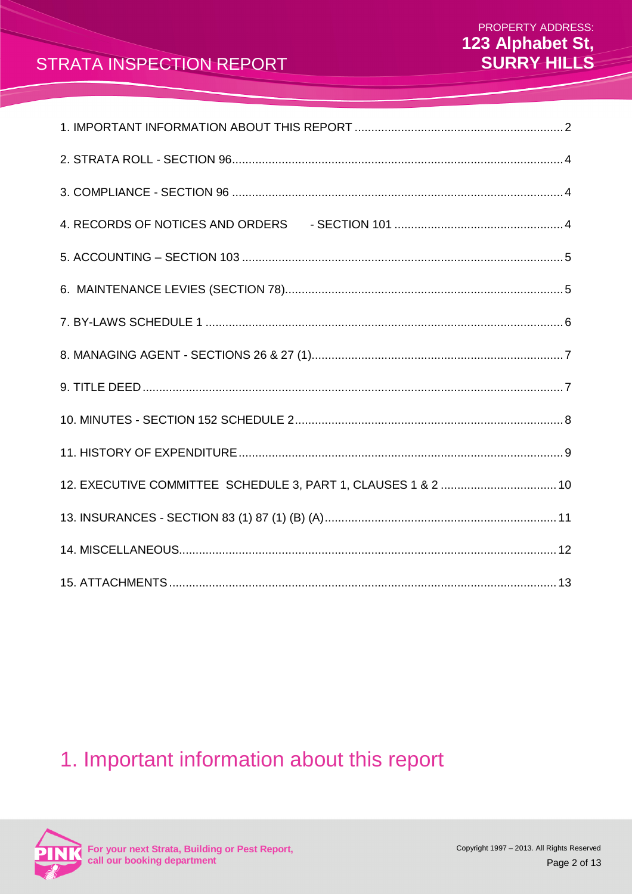1. IMPORTANT INFORMATION ABOUT THIS REPORT ........ 2
2. STRATA ROLL - SECTION 96 ........ 4
3. COMPLIANCE - SECTION 96 ........ 4
4. RECORDS OF NOTICES AND ORDERS - SECTION 101 ........ 4
5. ACCOUNTING – SECTION 103 ........ 5
6. MAINTENANCE LEVIES (SECTION 78) ........ 5
7. BY-LAWS SCHEDULE 1 ........ 6
8. MANAGING AGENT - SECTIONS 26 & 27 (1) ........ 7
9. TITLE DEED ........ 7
10. MINUTES - SECTION 152 SCHEDULE 2 ........ 8
11. HISTORY OF EXPENDITURE ........ 9
12. EXECUTIVE COMMITTEE SCHEDULE 3, PART 1, CLAUSES 1 & 2 ........ 10
13. INSURANCES - SECTION 83 (1) 87 (1) (B) (A) ........ 11
14. MISCELLANEOUS ........ 12
15. ATTACHMENTS ........ 13

# 1. Important information about this report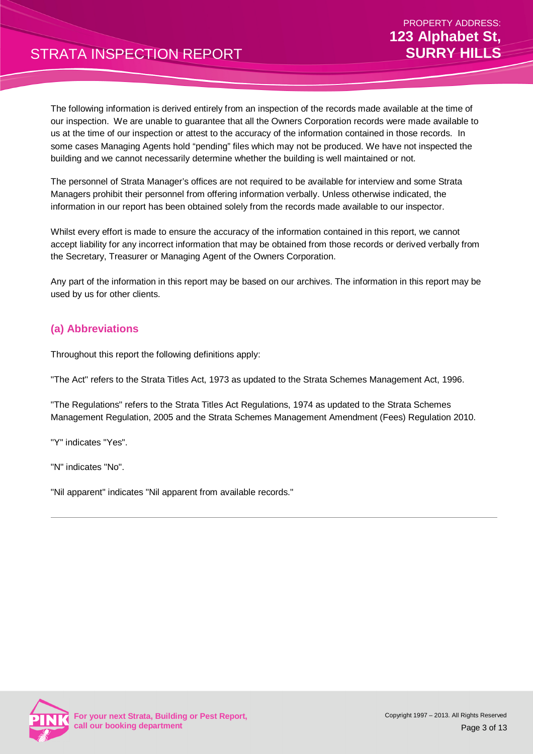The following information is derived entirely from an inspection of the records made available at the time of our inspection. We are unable to guarantee that all the Owners Corporation records were made available to us at the time of our inspection or attest to the accuracy of the information contained in those records. In some cases Managing Agents hold "pending" files which may not be produced. We have not inspected the building and we cannot necessarily determine whether the building is well maintained or not.

The personnel of Strata Manager's offices are not required to be available for interview and some Strata Managers prohibit their personnel from offering information verbally. Unless otherwise indicated, the information in our report has been obtained solely from the records made available to our inspector.

Whilst every effort is made to ensure the accuracy of the information contained in this report, we cannot accept liability for any incorrect information that may be obtained from those records or derived verbally from the Secretary, Treasurer or Managing Agent of the Owners Corporation.

Any part of the information in this report may be based on our archives. The information in this report may be used by us for other clients.

## (a) Abbreviations

Throughout this report the following definitions apply:

"The Act" refers to the Strata Titles Act, 1973 as updated to the Strata Schemes Management Act, 1996.

"The Regulations" refers to the Strata Titles Act Regulations, 1974 as updated to the Strata Schemes Management Regulation, 2005 and the Strata Schemes Management Amendment (Fees) Regulation 2010.

"Y" indicates "Yes".

"N" indicates "No".

"Nil apparent" indicates "Nil apparent from available records."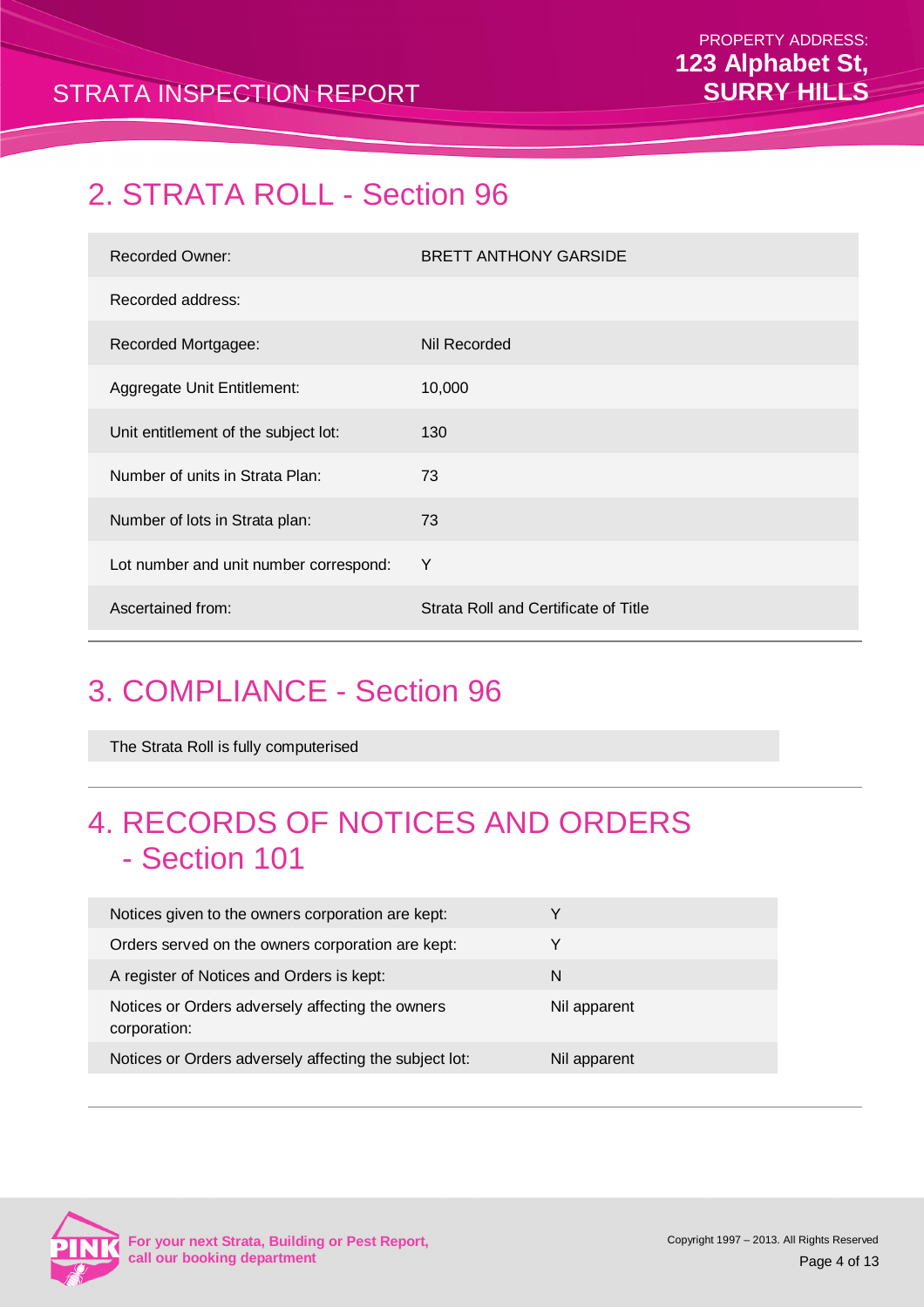## 2. STRATA ROLL - Section 96

| | |
|---|---|
| Recorded Owner: | BRETT ANTHONY GARSIDE |
| Recorded address: | |
| Recorded Mortgagee: | Nil Recorded |
| Aggregate Unit Entitlement: | 10,000 |
| Unit entitlement of the subject lot: | 130 |
| Number of units in Strata Plan: | 73 |
| Number of lots in Strata plan: | 73 |
| Lot number and unit number correspond: | Y |
| Ascertained from: | Strata Roll and Certificate of Title |

## 3. COMPLIANCE - Section 96

The Strata Roll is fully computerised

## 4. RECORDS OF NOTICES AND ORDERS - Section 101

| | |
|---|---|
| Notices given to the owners corporation are kept: | Y |
| Orders served on the owners corporation are kept: | Y |
| A register of Notices and Orders is kept: | N |
| Notices or Orders adversely affecting the owners corporation: | Nil apparent |
| Notices or Orders adversely affecting the subject lot: | Nil apparent |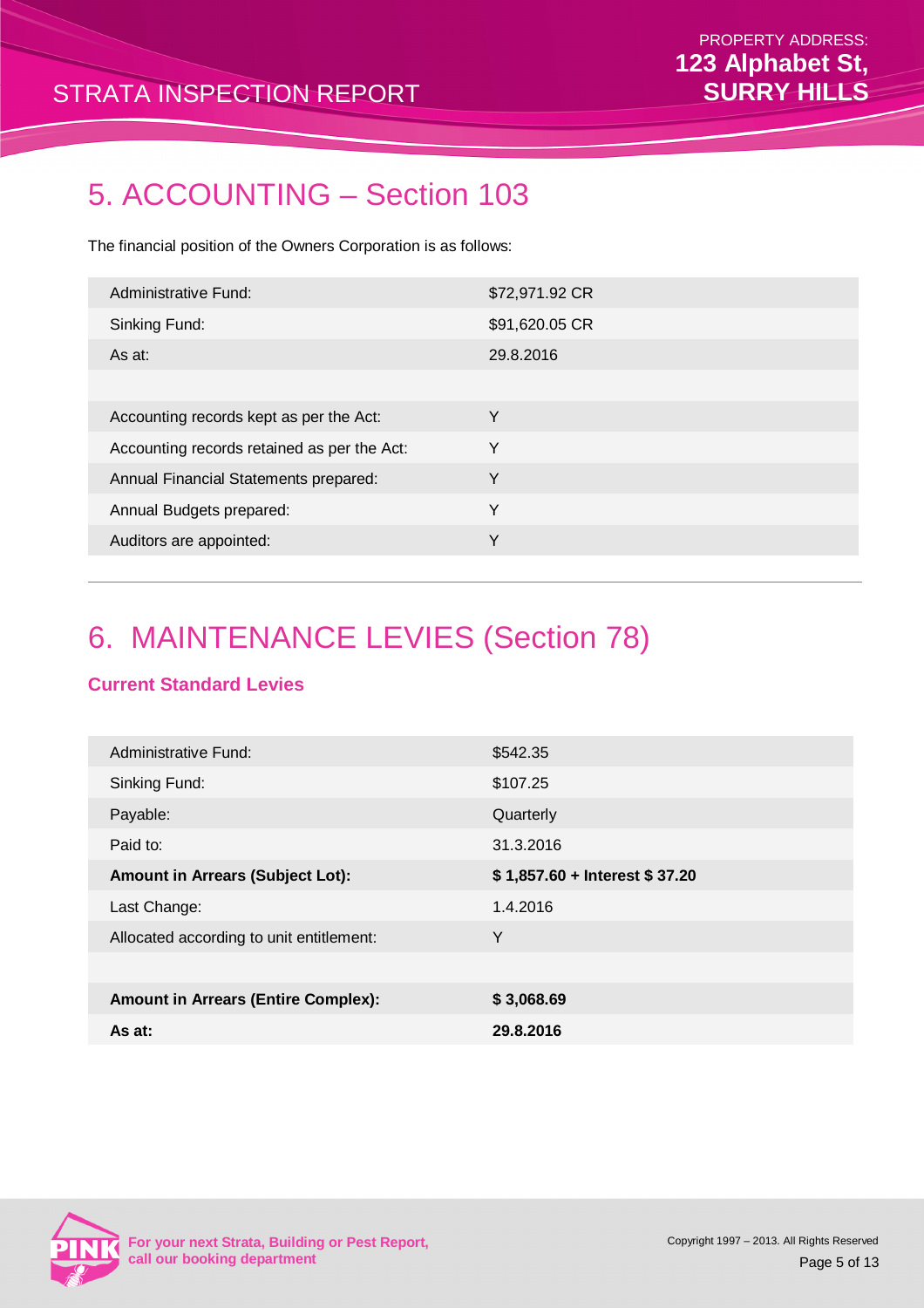## 5. ACCOUNTING – Section 103

The financial position of the Owners Corporation is as follows:

| | |
|---|---|
| Administrative Fund: | $72,971.92 CR |
| Sinking Fund: | $91,620.05 CR |
| As at: | 29.8.2016 |
| | |
| Accounting records kept as per the Act: | Y |
| Accounting records retained as per the Act: | Y |
| Annual Financial Statements prepared: | Y |
| Annual Budgets prepared: | Y |
| Auditors are appointed: | Y |

---

## 6. MAINTENANCE LEVIES (Section 78)

### Current Standard Levies

| | |
|---|---|
| Administrative Fund: | $542.35 |
| Sinking Fund: | $107.25 |
| Payable: | Quarterly |
| Paid to: | 31.3.2016 |
| **Amount in Arrears (Subject Lot):** | **$ 1,857.60 + Interest $ 37.20** |
| Last Change: | 1.4.2016 |
| Allocated according to unit entitlement: | Y |
| | |
| **Amount in Arrears (Entire Complex):** | **$ 3,068.69** |
| **As at:** | **29.8.2016** |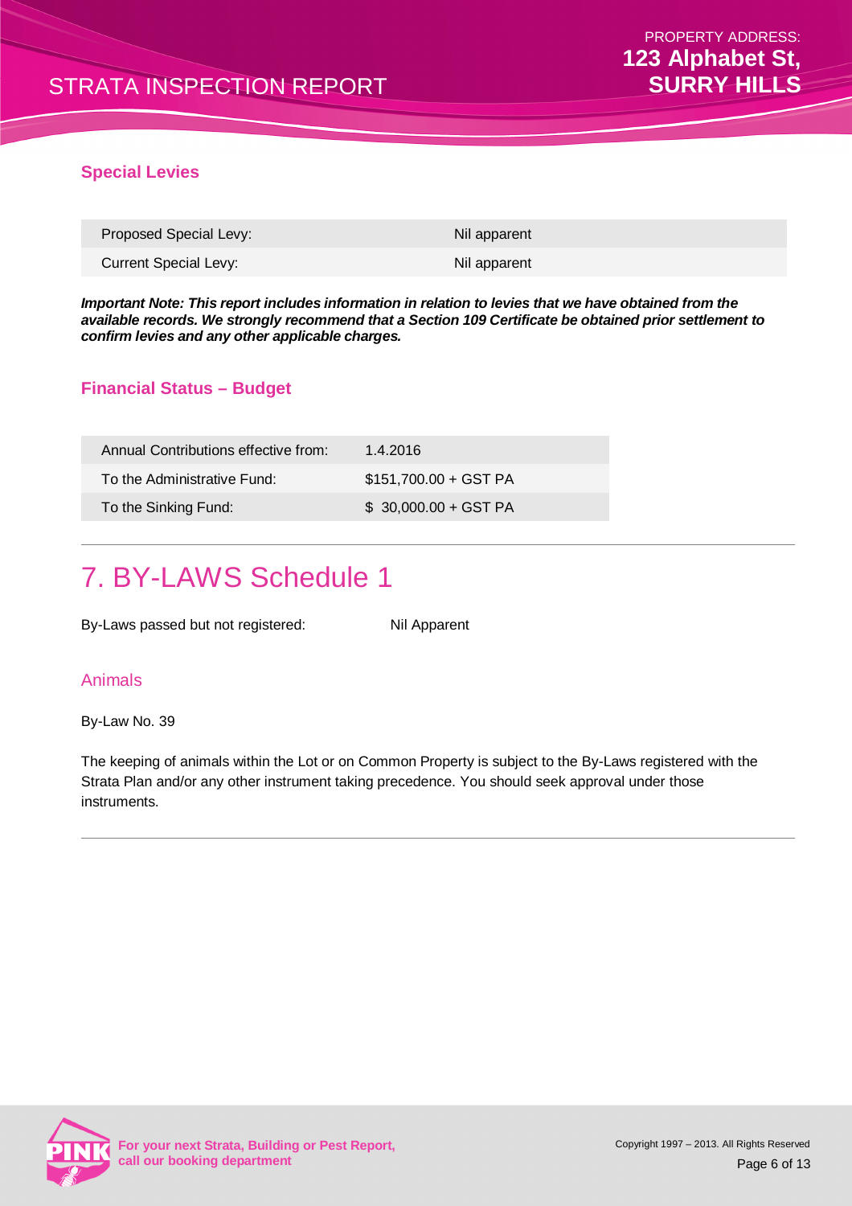### Special Levies

| | |
|---|---|
| Proposed Special Levy: | Nil apparent |
| Current Special Levy: | Nil apparent |

***Important Note: This report includes information in relation to levies that we have obtained from the available records. We strongly recommend that a Section 109 Certificate be obtained prior settlement to confirm levies and any other applicable charges.***

### Financial Status – Budget

| | |
|---|---|
| Annual Contributions effective from: | 1.4.2016 |
| To the Administrative Fund: | $151,700.00 + GST PA |
| To the Sinking Fund: | $ 30,000.00 + GST PA |

---

# 7. BY-LAWS Schedule 1

By-Laws passed but not registered: Nil Apparent

### Animals

By-Law No. 39

The keeping of animals within the Lot or on Common Property is subject to the By-Laws registered with the Strata Plan and/or any other instrument taking precedence. You should seek approval under those instruments.

---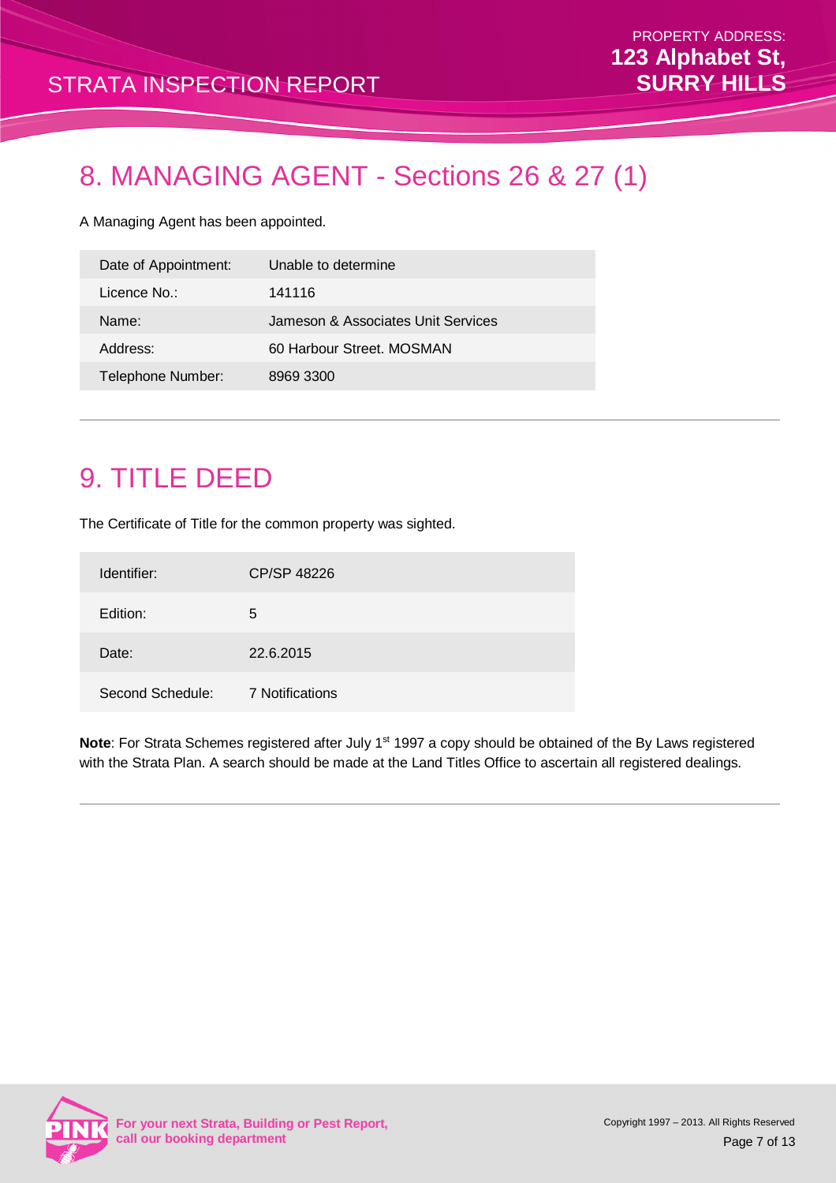# 8. MANAGING AGENT - Sections 26 & 27 (1)

A Managing Agent has been appointed.

| | |
|---|---|
| Date of Appointment: | Unable to determine |
| Licence No.: | 141116 |
| Name: | Jameson & Associates Unit Services |
| Address: | 60 Harbour Street. MOSMAN |
| Telephone Number: | 8969 3300 |

# 9. TITLE DEED

The Certificate of Title for the common property was sighted.

| | |
|---|---|
| Identifier: | CP/SP 48226 |
| Edition: | 5 |
| Date: | 22.6.2015 |
| Second Schedule: | 7 Notifications |

**Note**: For Strata Schemes registered after July 1st 1997 a copy should be obtained of the By Laws registered with the Strata Plan. A search should be made at the Land Titles Office to ascertain all registered dealings.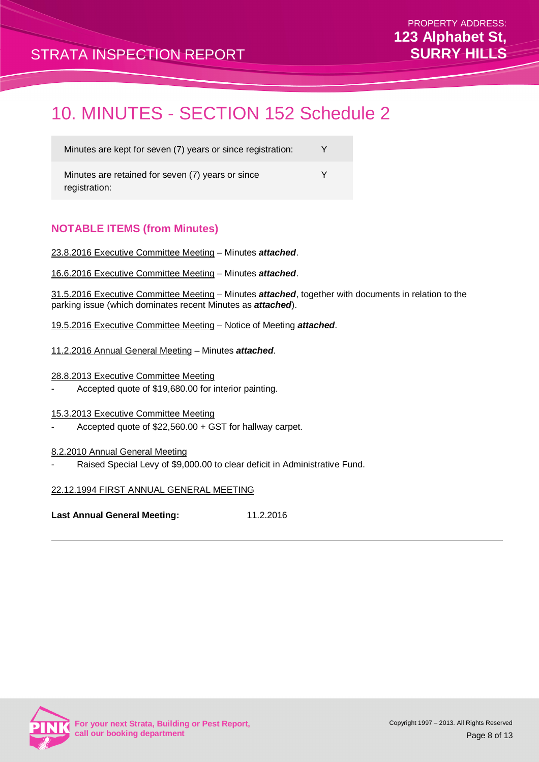# 10. MINUTES - SECTION 152 Schedule 2

| | |
|---|---|
| Minutes are kept for seven (7) years or since registration: | Y |
| Minutes are retained for seven (7) years or since registration: | Y |

### NOTABLE ITEMS (from Minutes)

23.8.2016 Executive Committee Meeting – Minutes ***attached***.

16.6.2016 Executive Committee Meeting – Minutes ***attached***.

31.5.2016 Executive Committee Meeting – Minutes ***attached***, together with documents in relation to the parking issue (which dominates recent Minutes as ***attached***).

19.5.2016 Executive Committee Meeting – Notice of Meeting ***attached***.

11.2.2016 Annual General Meeting – Minutes ***attached***.

28.8.2013 Executive Committee Meeting

- Accepted quote of $19,680.00 for interior painting.

15.3.2013 Executive Committee Meeting

- Accepted quote of $22,560.00 + GST for hallway carpet.

8.2.2010 Annual General Meeting

- Raised Special Levy of $9,000.00 to clear deficit in Administrative Fund.

22.12.1994 FIRST ANNUAL GENERAL MEETING

**Last Annual General Meeting:** 11.2.2016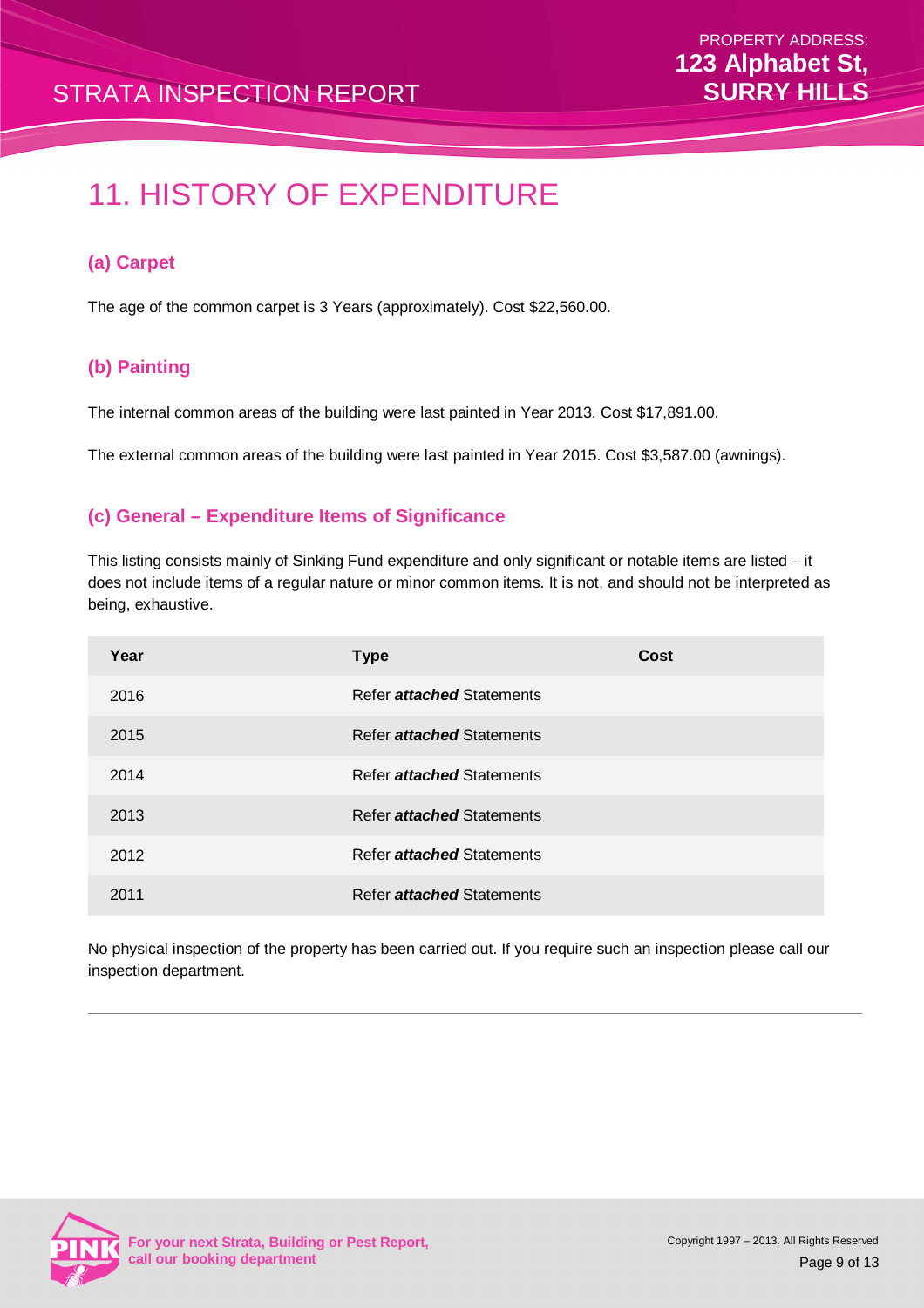# 11. HISTORY OF EXPENDITURE

### (a) Carpet

The age of the common carpet is 3 Years (approximately). Cost $22,560.00.

### (b) Painting

The internal common areas of the building were last painted in Year 2013. Cost $17,891.00.

The external common areas of the building were last painted in Year 2015. Cost $3,587.00 (awnings).

### (c) General – Expenditure Items of Significance

This listing consists mainly of Sinking Fund expenditure and only significant or notable items are listed – it does not include items of a regular nature or minor common items. It is not, and should not be interpreted as being, exhaustive.

| Year | Type | Cost |
|---|---|---|
| 2016 | Refer ***attached*** Statements | |
| 2015 | Refer ***attached*** Statements | |
| 2014 | Refer ***attached*** Statements | |
| 2013 | Refer ***attached*** Statements | |
| 2012 | Refer ***attached*** Statements | |
| 2011 | Refer ***attached*** Statements | |

No physical inspection of the property has been carried out. If you require such an inspection please call our inspection department.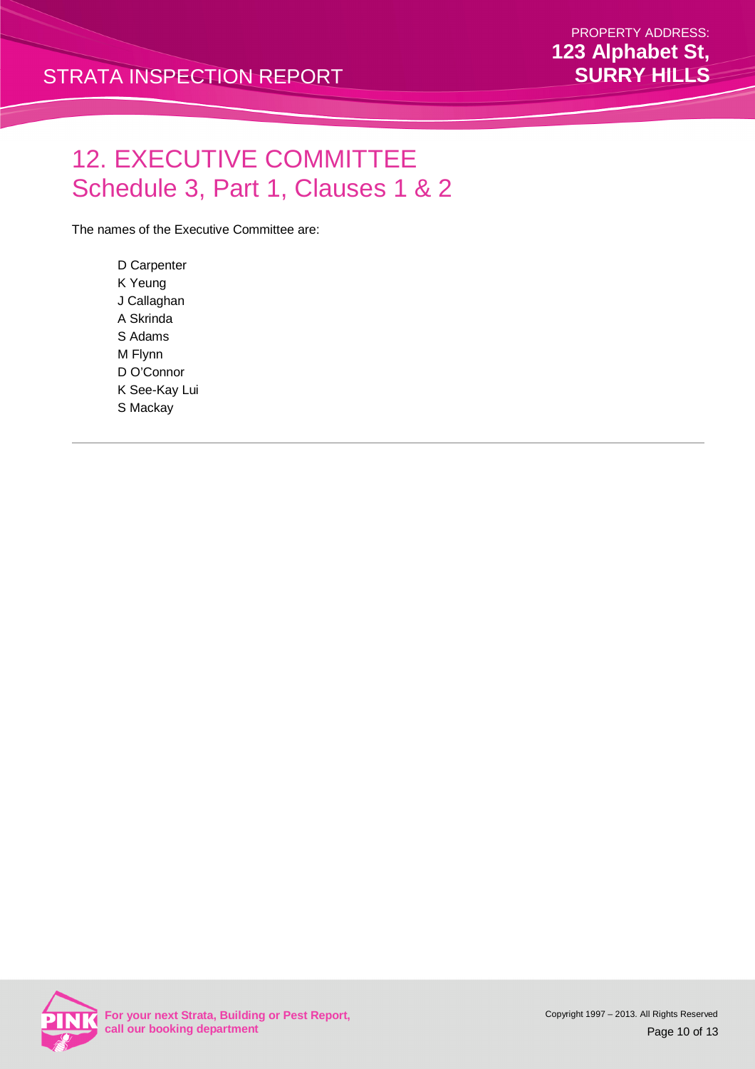# 12. EXECUTIVE COMMITTEE
## Schedule 3, Part 1, Clauses 1 & 2

The names of the Executive Committee are:

- D Carpenter
- K Yeung
- J Callaghan
- A Skrinda
- S Adams
- M Flynn
- D O'Connor
- K See-Kay Lui
- S Mackay

---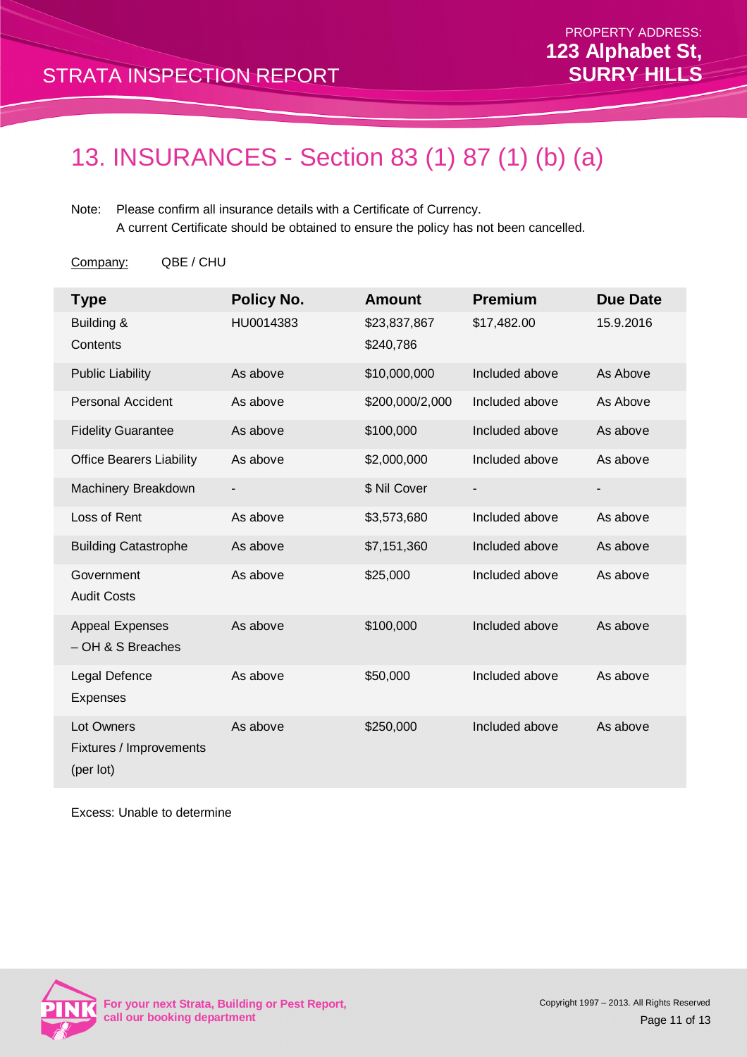# 13. INSURANCES - Section 83 (1) 87 (1) (b) (a)

Note: Please confirm all insurance details with a Certificate of Currency.
A current Certificate should be obtained to ensure the policy has not been cancelled.

Company: QBE / CHU

| Type | Policy No. | Amount | Premium | Due Date |
|---|---|---|---|---|
| Building & Contents | HU0014383 | $23,837,867<br>$240,786 | $17,482.00 | 15.9.2016 |
| Public Liability | As above | $10,000,000 | Included above | As Above |
| Personal Accident | As above | $200,000/2,000 | Included above | As Above |
| Fidelity Guarantee | As above | $100,000 | Included above | As above |
| Office Bearers Liability | As above | $2,000,000 | Included above | As above |
| Machinery Breakdown | - | $ Nil Cover | - | - |
| Loss of Rent | As above | $3,573,680 | Included above | As above |
| Building Catastrophe | As above | $7,151,360 | Included above | As above |
| Government Audit Costs | As above | $25,000 | Included above | As above |
| Appeal Expenses – OH & S Breaches | As above | $100,000 | Included above | As above |
| Legal Defence Expenses | As above | $50,000 | Included above | As above |
| Lot Owners Fixtures / Improvements (per lot) | As above | $250,000 | Included above | As above |

Excess: Unable to determine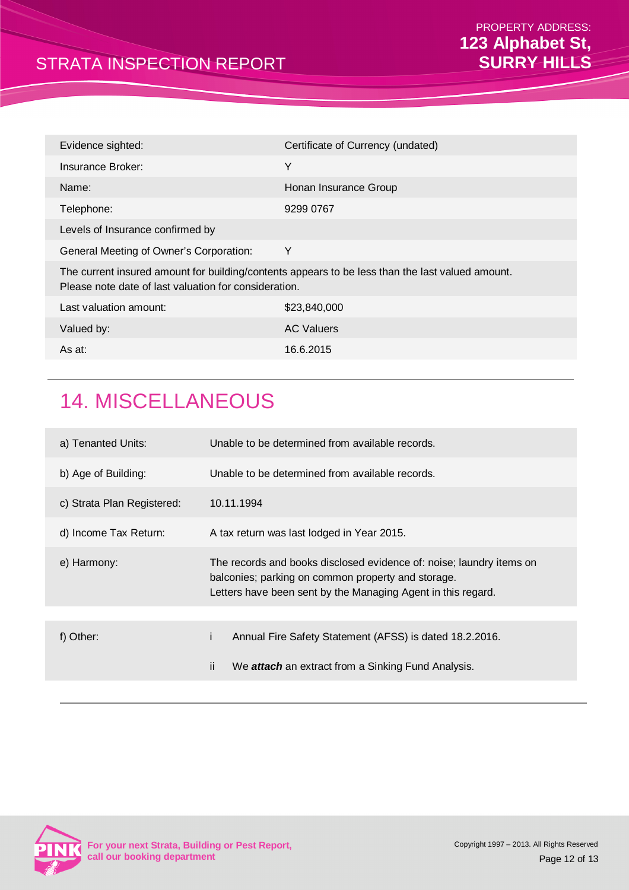| | |
|---|---|
| Evidence sighted: | Certificate of Currency (undated) |
| Insurance Broker: | Y |
| Name: | Honan Insurance Group |
| Telephone: | 9299 0767 |
| Levels of Insurance confirmed by | |
| General Meeting of Owner's Corporation: | Y |
| The current insured amount for building/contents appears to be less than the last valued amount. Please note date of last valuation for consideration. | |
| Last valuation amount: | $23,840,000 |
| Valued by: | AC Valuers |
| As at: | 16.6.2015 |

## 14. MISCELLANEOUS

| | |
|---|---|
| a) Tenanted Units: | Unable to be determined from available records. |
| b) Age of Building: | Unable to be determined from available records. |
| c) Strata Plan Registered: | 10.11.1994 |
| d) Income Tax Return: | A tax return was last lodged in Year 2015. |
| e) Harmony: | The records and books disclosed evidence of: noise; laundry items on balconies; parking on common property and storage. Letters have been sent by the Managing Agent in this regard. |

| | |
|---|---|
| f) Other: | i Annual Fire Safety Statement (AFSS) is dated 18.2.2016. |
| | ii We ***attach*** an extract from a Sinking Fund Analysis. |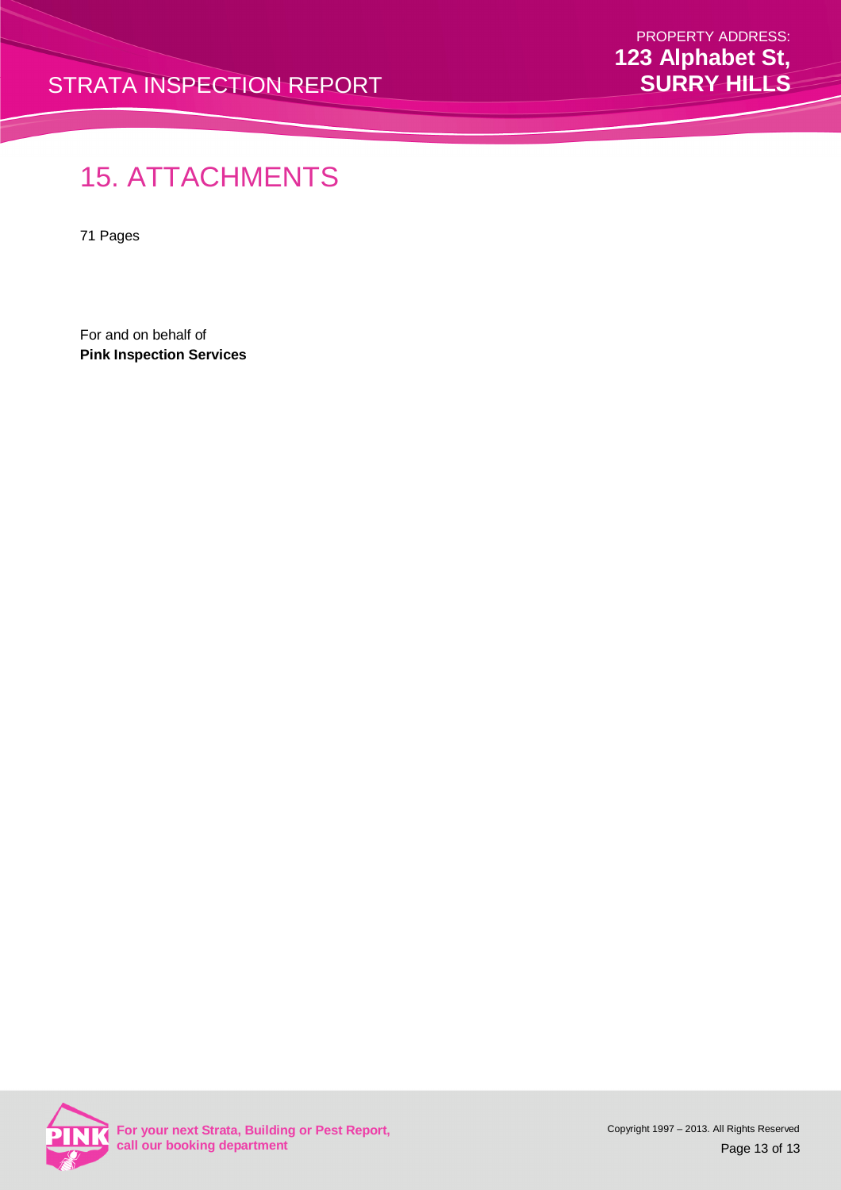# 15. ATTACHMENTS

71 Pages

For and on behalf of
**Pink Inspection Services**